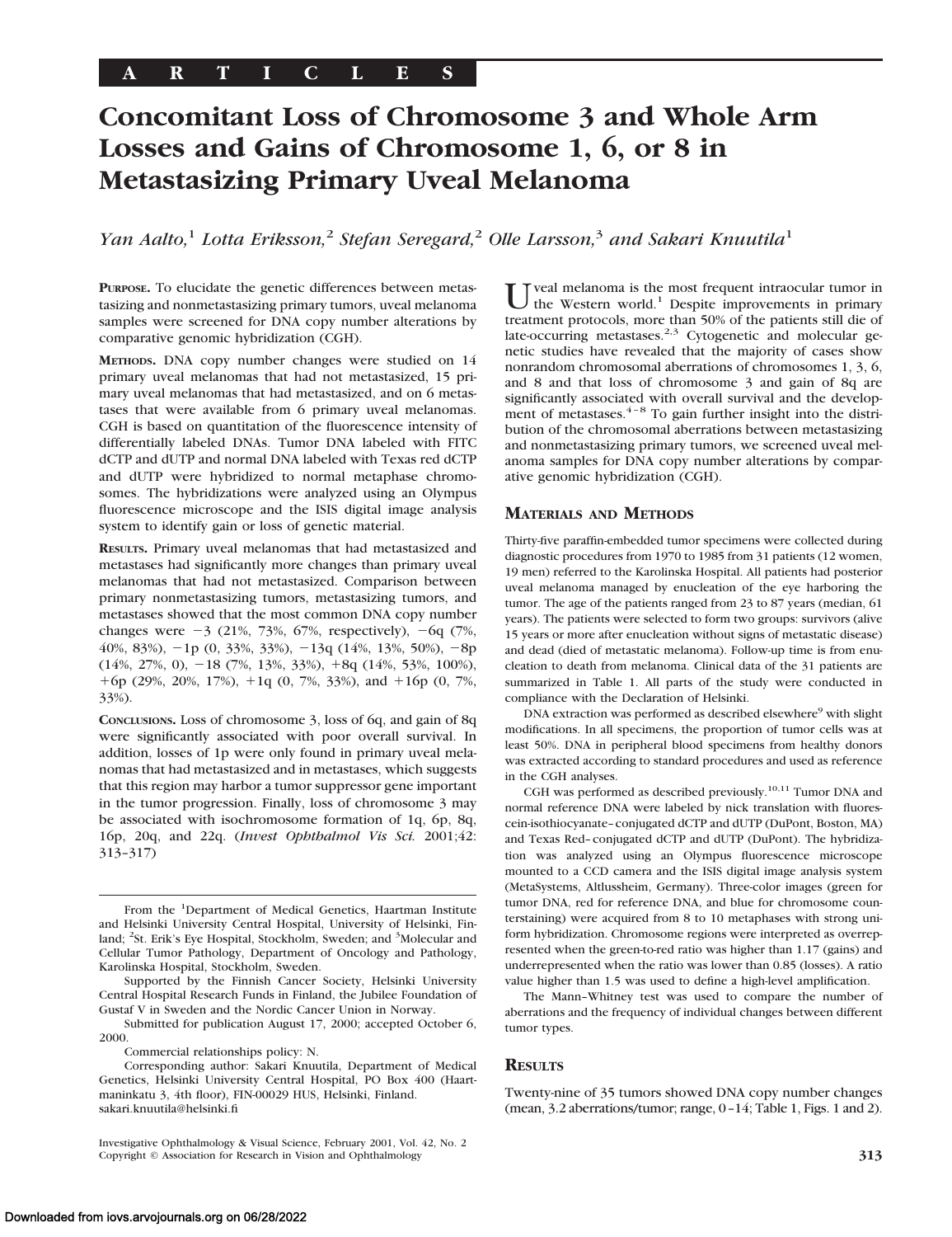ARTICLES

# Concomitant Loss of Chromosome 3 and Whole Arm Losses and Gains of Chromosome 1, 6, or 8 in Metastasizing Primary Uveal Melanoma

*Yan Aalto,[1] Lotta Eriksson,[2] Stefan Seregard,[2] Olle Larsson,[3] and Sakari Knuutila[1]*

**PURPOSE.** To elucidate the genetic differences between metastasizing and nonmetastasizing primary tumors, uveal melanoma samples were screened for DNA copy number alterations by comparative genomic hybridization (CGH).

**METHODS.** DNA copy number changes were studied on 14 primary uveal melanomas that had not metastasized, 15 primary uveal melanomas that had metastasized, and on 6 metastases that were available from 6 primary uveal melanomas. CGH is based on quantitation of the fluorescence intensity of differentially labeled DNAs. Tumor DNA labeled with FITC dCTP and dUTP and normal DNA labeled with Texas red dCTP and dUTP were hybridized to normal metaphase chromosomes. The hybridizations were analyzed using an Olympus fluorescence microscope and the ISIS digital image analysis system to identify gain or loss of genetic material.

**RESULTS.** Primary uveal melanomas that had metastasized and metastases had significantly more changes than primary uveal melanomas that had not metastasized. Comparison between primary nonmetastasizing tumors, metastasizing tumors, and metastases showed that the most common DNA copy number changes were −3 (21%, 73%, 67%, respectively), −6q (7%, 40%, 83%), −1p (0, 33%, 33%), −13q (14%, 13%, 50%), −8p (14%, 27%, 0), −18 (7%, 13%, 33%), +8q (14%, 53%, 100%), +6p (29%, 20%, 17%), +1q (0, 7%, 33%), and +16p (0, 7%, 33%).

**CONCLUSIONS.** Loss of chromosome 3, loss of 6q, and gain of 8q were significantly associated with poor overall survival. In addition, losses of 1p were only found in primary uveal melanomas that had metastasized and in metastases, which suggests that this region may harbor a tumor suppressor gene important in the tumor progression. Finally, loss of chromosome 3 may be associated with isochromosome formation of 1q, 6p, 8q, 16p, 20q, and 22q. (*Invest Ophthalmol Vis Sci.* 2001;42:313–317)

From the [1]Department of Medical Genetics, Haartman Institute and Helsinki University Central Hospital, University of Helsinki, Finland; [2]St. Erik's Eye Hospital, Stockholm, Sweden; and [3]Molecular and Cellular Tumor Pathology, Department of Oncology and Pathology, Karolinska Hospital, Stockholm, Sweden.

Supported by the Finnish Cancer Society, Helsinki University Central Hospital Research Funds in Finland, the Jubilee Foundation of Gustaf V in Sweden and the Nordic Cancer Union in Norway.

Submitted for publication August 17, 2000; accepted October 6, 2000.

Commercial relationships policy: N.

Corresponding author: Sakari Knuutila, Department of Medical Genetics, Helsinki University Central Hospital, PO Box 400 (Haartmaninkatu 3, 4th floor), FIN-00029 HUS, Helsinki, Finland. sakari.knuutila@helsinki.fi

Uveal melanoma is the most frequent intraocular tumor in the Western world.[1] Despite improvements in primary treatment protocols, more than 50% of the patients still die of late-occurring metastases.[2,3] Cytogenetic and molecular genetic studies have revealed that the majority of cases show nonrandom chromosomal aberrations of chromosomes 1, 3, 6, and 8 and that loss of chromosome 3 and gain of 8q are significantly associated with overall survival and the development of metastases.[4–8] To gain further insight into the distribution of the chromosomal aberrations between metastasizing and nonmetastasizing primary tumors, we screened uveal melanoma samples for DNA copy number alterations by comparative genomic hybridization (CGH).

## MATERIALS AND METHODS

Thirty-five paraffin-embedded tumor specimens were collected during diagnostic procedures from 1970 to 1985 from 31 patients (12 women, 19 men) referred to the Karolinska Hospital. All patients had posterior uveal melanoma managed by enucleation of the eye harboring the tumor. The age of the patients ranged from 23 to 87 years (median, 61 years). The patients were selected to form two groups: survivors (alive 15 years or more after enucleation without signs of metastatic disease) and dead (died of metastatic melanoma). Follow-up time is from enucleation to death from melanoma. Clinical data of the 31 patients are summarized in Table 1. All parts of the study were conducted in compliance with the Declaration of Helsinki.

DNA extraction was performed as described elsewhere[9] with slight modifications. In all specimens, the proportion of tumor cells was at least 50%. DNA in peripheral blood specimens from healthy donors was extracted according to standard procedures and used as reference in the CGH analyses.

CGH was performed as described previously.[10,11] Tumor DNA and normal reference DNA were labeled by nick translation with fluorescein-isothiocyanate–conjugated dCTP and dUTP (DuPont, Boston, MA) and Texas Red–conjugated dCTP and dUTP (DuPont). The hybridization was analyzed using an Olympus fluorescence microscope mounted to a CCD camera and the ISIS digital image analysis system (MetaSystems, Altlussheim, Germany). Three-color images (green for tumor DNA, red for reference DNA, and blue for chromosome counterstaining) were acquired from 8 to 10 metaphases with strong uniform hybridization. Chromosome regions were interpreted as overrepresented when the green-to-red ratio was higher than 1.17 (gains) and underrepresented when the ratio was lower than 0.85 (losses). A ratio value higher than 1.5 was used to define a high-level amplification.

The Mann–Whitney test was used to compare the number of aberrations and the frequency of individual changes between different tumor types.

## RESULTS

Twenty-nine of 35 tumors showed DNA copy number changes (mean, 3.2 aberrations/tumor; range, 0–14; Table 1, Figs. 1 and 2).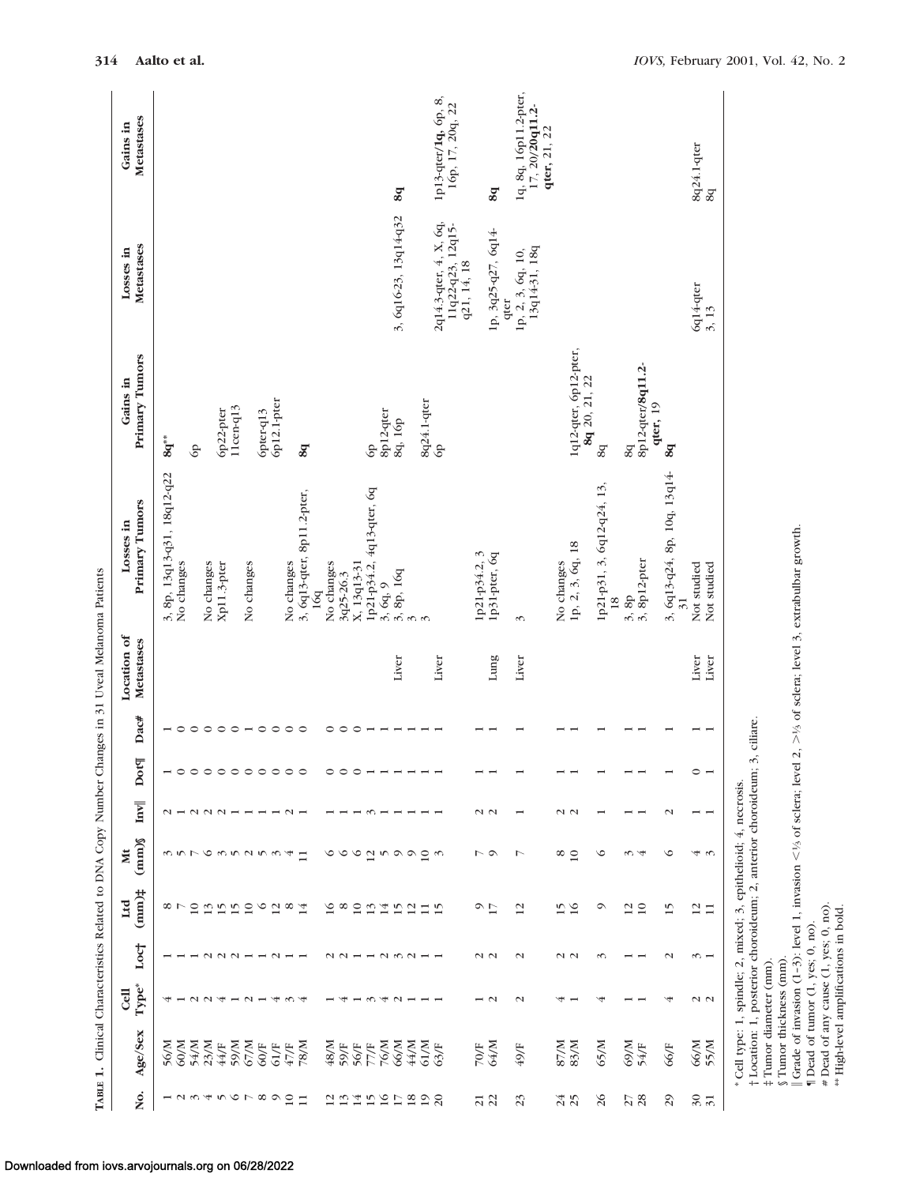**TABLE 1.** Clinical Characteristics Related to DNA Copy Number Changes in 31 Uveal Melanoma Patients

| No. | Age/Sex | Cell Type* | Loc† | Ltd (mm)‡ | Mt (mm)§ | Inv‖ | Dot¶ | Dac# | Location of Metastases | Losses in Primary Tumors | Gains in Primary Tumors | Losses in Metastases | Gains in Metastases |
|---|---|---|---|---|---|---|---|---|---|---|---|---|---|
| 1 | 56/M | 4 | 1 | 8 | 3 | 2 | 1 | 1 | | 3, 8p, 13q13-q31, 18q12-q22 | **8q**** | | |
| 2 | 60/M | 1 | 1 | 7 | 5 | 1 | 0 | 0 | | No changes | | | |
| 3 | 54/M | 2 | 1 | 10 | 7 | 2 | 0 | 0 | | | 6p | | |
| 4 | 23/M | 2 | 2 | 13 | 6 | 2 | 0 | 0 | | No changes | | | |
| 5 | 44/F | 4 | 2 | 15 | 3 | 2 | 0 | 0 | | Xp11.3-pter | 6p22-pter | | |
| 6 | 59/M | 1 | 2 | 15 | 5 | 1 | 0 | 0 | | | 11cen-q13 | | |
| 7 | 67/M | 2 | 1 | 10 | 2 | 1 | 0 | 1 | | No changes | | | |
| 8 | 60/F | 1 | 1 | 6 | 5 | 1 | 0 | 0 | | | 6pter-q13 | | |
| 9 | 61/F | 4 | 2 | 12 | 3 | 1 | 0 | 0 | | | 6p12.1-pter | | |
| 10 | 47/F | 3 | 1 | 8 | 4 | 2 | 0 | 0 | | No changes | | | |
| 11 | 78/M | 4 | 1 | 14 | 11 | 1 | 0 | 0 | | 3, 6q13-qter, 8p11.2-pter, 16q | **8q** | | |
| 12 | 48/M | 1 | 2 | 16 | 6 | 1 | 0 | 0 | | No changes | | | |
| 13 | 59/F | 4 | 2 | 8 | 6 | 1 | 0 | 0 | | 3q25-26.3 | | | |
| 14 | 56/F | 1 | 1 | 10 | 6 | 1 | 0 | 0 | | X, 13q13-31 | | | |
| 15 | 77/F | 3 | 1 | 13 | 12 | 3 | 1 | 1 | | 1p21-p34.2, 4q13-qter, 6q | 6p | | |
| 16 | 76/M | 4 | 2 | 14 | 5 | 1 | 1 | 1 | | 3, 6q, 9 | 8p12-qter | | |
| 17 | 66/M | 2 | 3 | 15 | 9 | 1 | 1 | 1 | Liver | 3, 8p, 16q | 8q, 16p | 3, 6q16-23, 13q14-q32 | **8q** |
| 18 | 44/M | 1 | 2 | 12 | 9 | 1 | 1 | 1 | | 3 | | | |
| 19 | 61/M | 1 | 1 | 11 | 10 | 1 | 1 | 1 | | 3 | 8q24.1-qter | | |
| 20 | 63/F | 1 | 1 | 15 | 3 | 1 | 1 | 1 | Liver | | 6p | 2q14.3-qter, 4, X, 6q, 11q22-q23, 12q15-q21, 14, 18 | 1p13-qter/**1q**, 6p, 8, 16p, 17, 20q, 22 |
| 21 | 70/F | 1 | 2 | 9 | 7 | 2 | 1 | 1 | | 1p21-p34.2, 3 | | | |
| 22 | 64/M | 2 | 2 | 17 | 9 | 2 | 1 | 1 | Lung | 1p31-pter, 6q | | 1p, 3q25-q27, 6q14-qter | **8q** |
| 23 | 49/F | 2 | 2 | 12 | 7 | 1 | 1 | 1 | Liver | 3 | | 1p, 2, 3, 6q, 10, 13q14-31, 18q | 1q, 8q, 16p11.2-pter, 17, 20/**20q11.2-qter**, 21, 22 |
| 24 | 87/M | 4 | 2 | 15 | 8 | 2 | 1 | 1 | | No changes | | | |
| 25 | 83/M | 1 | 2 | 16 | 10 | 2 | 1 | 1 | | 1p, 2, 3, 6q, 18 | 1q12-qter, 6p12-pter, **8q** 20, 21, 22 | | |
| 26 | 65/M | 4 | 3 | 9 | 6 | 1 | 1 | 1 | | 1p21-p31, 3, 6q12-q24, 13, 18 | 8q | | |
| 27 | 69/M | 1 | 1 | 12 | 3 | 1 | 1 | 1 | | 3, 8p | 8q | | |
| 28 | 54/F | 1 | 1 | 10 | 4 | 1 | 1 | 1 | | 3, 8p12-pter | 8p12-qter/**8q11.2-qter**, 19 | | |
| 29 | 66/F | 4 | 2 | 15 | 6 | 2 | 1 | 1 | | 3, 6q13-q24, 8p, 10q, 13q14-31 | **8q** | | |
| 30 | 66/M | 2 | 3 | 12 | 4 | 1 | 0 | 1 | Liver | Not studied | | 6q14-qter | 8q24.1-qter |
| 31 | 55/M | 2 | 1 | 11 | 3 | 1 | 1 | 1 | Liver | Not studied | | 3, 13 | 8q |

\* Cell type: 1, spindle; 2, mixed; 3, epithelioid; 4, necrosis.
† Location: 1, posterior choroideum; 2, anterior choroideum; 3, ciliare.
‡ Tumor diameter (mm).
§ Tumor thickness (mm).
‖ Grade of invasion (1–3): level 1, invasion <⅓ of sclera; level 2, >⅓ of sclera; level 3, extrabulbar growth.
¶ Dead of tumor (1, yes; 0, no).
\# Dead of any cause (1, yes; 0, no).
\*\* High-level amplifications in bold.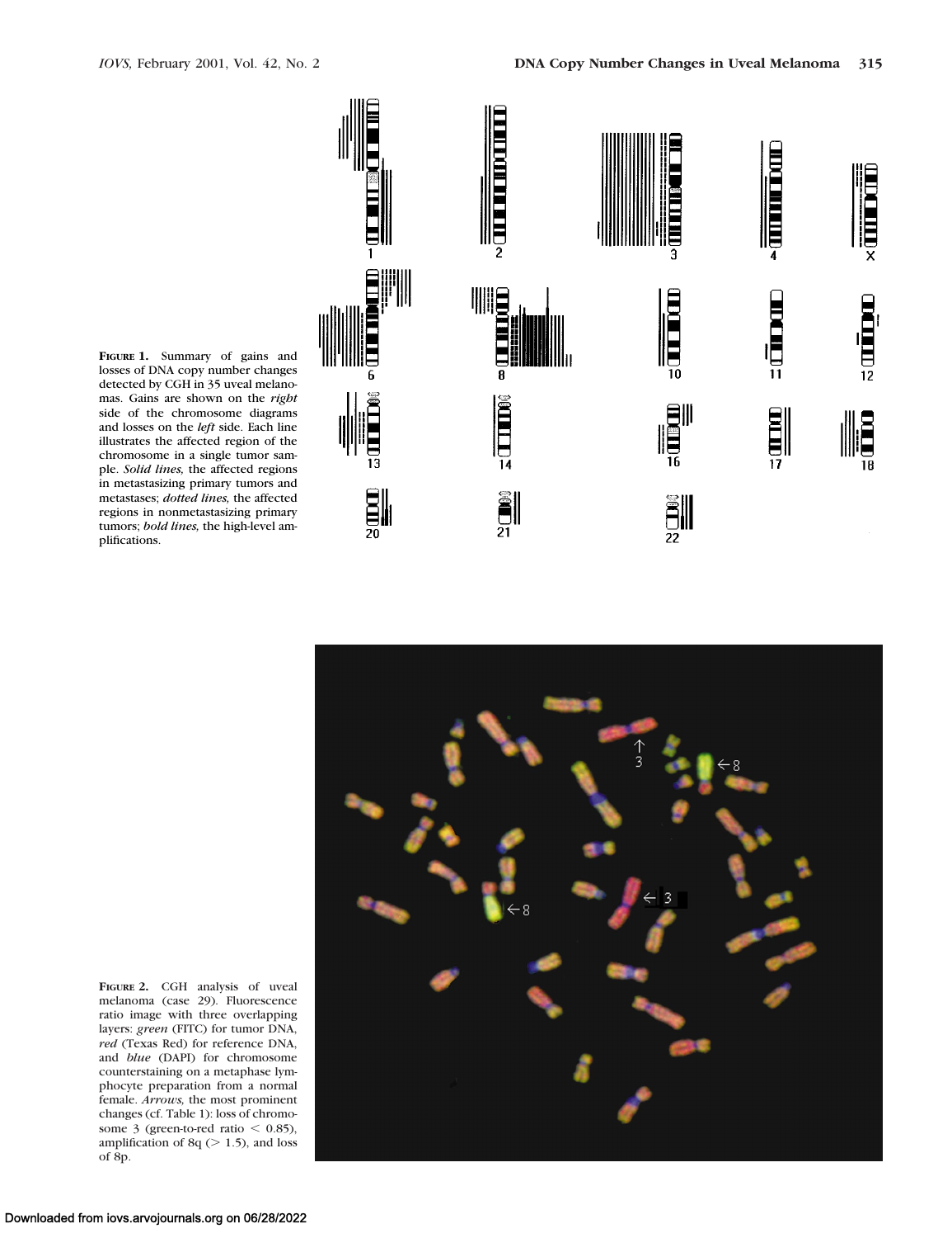**FIGURE 1.** Summary of gains and losses of DNA copy number changes detected by CGH in 35 uveal melanomas. Gains are shown on the *right* side of the chromosome diagrams and losses on the *left* side. Each line illustrates the affected region of the chromosome in a single tumor sample. *Solid lines,* the affected regions in metastasizing primary tumors and metastases; *dotted lines,* the affected regions in nonmetastasizing primary tumors; *bold lines,* the high-level amplifications.

**FIGURE 2.** CGH analysis of uveal melanoma (case 29). Fluorescence ratio image with three overlapping layers: *green* (FITC) for tumor DNA, *red* (Texas Red) for reference DNA, and *blue* (DAPI) for chromosome counterstaining on a metaphase lymphocyte preparation from a normal female. *Arrows,* the most prominent changes (cf. Table 1): loss of chromosome 3 (green-to-red ratio < 0.85), amplification of 8q (> 1.5), and loss of 8p.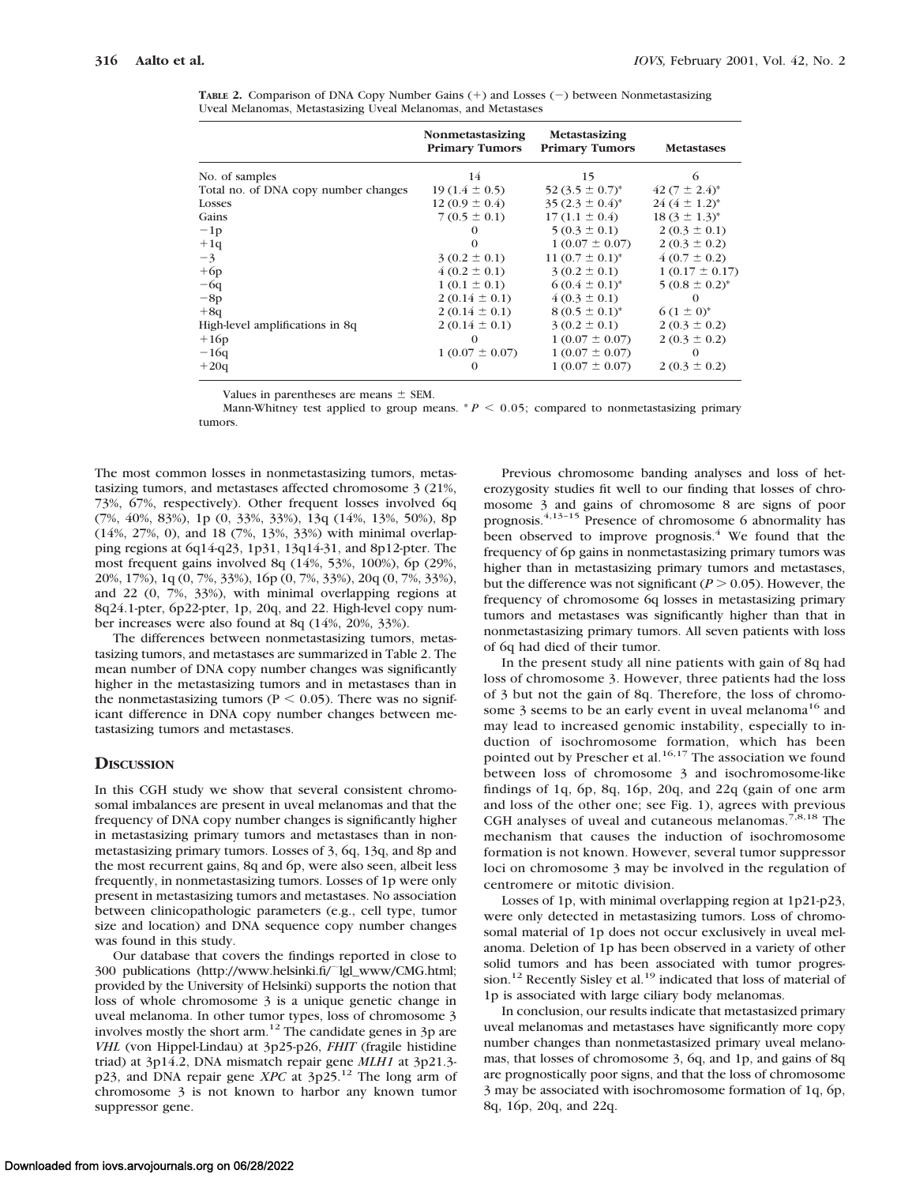**TABLE 2.** Comparison of DNA Copy Number Gains (+) and Losses (−) between Nonmetastasizing Uveal Melanomas, Metastasizing Uveal Melanomas, and Metastases

| | Nonmetastasizing Primary Tumors | Metastasizing Primary Tumors | Metastases |
|---|---|---|---|
| No. of samples | 14 | 15 | 6 |
| Total no. of DNA copy number changes | 19 (1.4 ± 0.5) | 52 (3.5 ± 0.7)* | 42 (7 ± 2.4)* |
| Losses | 12 (0.9 ± 0.4) | 35 (2.3 ± 0.4)* | 24 (4 ± 1.2)* |
| Gains | 7 (0.5 ± 0.1) | 17 (1.1 ± 0.4) | 18 (3 ± 1.3)* |
| −1p | 0 | 5 (0.3 ± 0.1) | 2 (0.3 ± 0.1) |
| +1q | 0 | 1 (0.07 ± 0.07) | 2 (0.3 ± 0.2) |
| −3 | 3 (0.2 ± 0.1) | 11 (0.7 ± 0.1)* | 4 (0.7 ± 0.2) |
| +6p | 4 (0.2 ± 0.1) | 3 (0.2 ± 0.1) | 1 (0.17 ± 0.17) |
| −6q | 1 (0.1 ± 0.1) | 6 (0.4 ± 0.1)* | 5 (0.8 ± 0.2)* |
| −8p | 2 (0.14 ± 0.1) | 4 (0.3 ± 0.1) | 0 |
| +8q | 2 (0.14 ± 0.1) | 8 (0.5 ± 0.1)* | 6 (1 ± 0)* |
| High-level amplifications in 8q | 2 (0.14 ± 0.1) | 3 (0.2 ± 0.1) | 2 (0.3 ± 0.2) |
| +16p | 0 | 1 (0.07 ± 0.07) | 2 (0.3 ± 0.2) |
| −16q | 1 (0.07 ± 0.07) | 1 (0.07 ± 0.07) | 0 |
| +20q | 0 | 1 (0.07 ± 0.07) | 2 (0.3 ± 0.2) |

Values in parentheses are means ± SEM.

Mann-Whitney test applied to group means. * $P < 0.05$; compared to nonmetastasizing primary tumors.

The most common losses in nonmetastasizing tumors, metastasizing tumors, and metastases affected chromosome 3 (21%, 73%, 67%, respectively). Other frequent losses involved 6q (7%, 40%, 83%), 1p (0, 33%, 33%), 13q (14%, 13%, 50%), 8p (14%, 27%, 0), and 18 (7%, 13%, 33%) with minimal overlapping regions at 6q14-q23, 1p31, 13q14-31, and 8p12-pter. The most frequent gains involved 8q (14%, 53%, 100%), 6p (29%, 20%, 17%), 1q (0, 7%, 33%), 16p (0, 7%, 33%), 20q (0, 7%, 33%), and 22 (0, 7%, 33%), with minimal overlapping regions at 8q24.1-pter, 6p22-pter, 1p, 20q, and 22. High-level copy number increases were also found at 8q (14%, 20%, 33%).

The differences between nonmetastasizing tumors, metastasizing tumors, and metastases are summarized in Table 2. The mean number of DNA copy number changes was significantly higher in the metastasizing tumors and in metastases than in the nonmetastasizing tumors ($P < 0.05$). There was no significant difference in DNA copy number changes between metastasizing tumors and metastases.

## DISCUSSION

In this CGH study we show that several consistent chromosomal imbalances are present in uveal melanomas and that the frequency of DNA copy number changes is significantly higher in metastasizing primary tumors and metastases than in nonmetastasizing primary tumors. Losses of 3, 6q, 13q, and 8p and the most recurrent gains, 8q and 6p, were also seen, albeit less frequently, in nonmetastasizing tumors. Losses of 1p were only present in metastasizing tumors and metastases. No association between clinicopathologic parameters (e.g., cell type, tumor size and location) and DNA sequence copy number changes was found in this study.

Our database that covers the findings reported in close to 300 publications (http://www.helsinki.fi/~lgl_www/CMG.html; provided by the University of Helsinki) supports the notion that loss of whole chromosome 3 is a unique genetic change in uveal melanoma. In other tumor types, loss of chromosome 3 involves mostly the short arm.[12] The candidate genes in 3p are *VHL* (von Hippel-Lindau) at 3p25-p26, *FHIT* (fragile histidine triad) at 3p14.2, DNA mismatch repair gene *MLH1* at 3p21.3-p23, and DNA repair gene *XPC* at 3p25.[12] The long arm of chromosome 3 is not known to harbor any known tumor suppressor gene.

Previous chromosome banding analyses and loss of heterozygosity studies fit well to our finding that losses of chromosome 3 and gains of chromosome 8 are signs of poor prognosis.[4,13–15] Presence of chromosome 6 abnormality has been observed to improve prognosis.[4] We found that the frequency of 6p gains in nonmetastasizing primary tumors was higher than in metastasizing primary tumors and metastases, but the difference was not significant ($P > 0.05$). However, the frequency of chromosome 6q losses in metastasizing primary tumors and metastases was significantly higher than that in nonmetastasizing primary tumors. All seven patients with loss of 6q had died of their tumor.

In the present study all nine patients with gain of 8q had loss of chromosome 3. However, three patients had the loss of 3 but not the gain of 8q. Therefore, the loss of chromosome 3 seems to be an early event in uveal melanoma[16] and may lead to increased genomic instability, especially to induction of isochromosome formation, which has been pointed out by Prescher et al.[16,17] The association we found between loss of chromosome 3 and isochromosome-like findings of 1q, 6p, 8q, 16p, 20q, and 22q (gain of one arm and loss of the other one; see Fig. 1), agrees with previous CGH analyses of uveal and cutaneous melanomas.[7,8,18] The mechanism that causes the induction of isochromosome formation is not known. However, several tumor suppressor loci on chromosome 3 may be involved in the regulation of centromere or mitotic division.

Losses of 1p, with minimal overlapping region at 1p21-p23, were only detected in metastasizing tumors. Loss of chromosomal material of 1p does not occur exclusively in uveal melanoma. Deletion of 1p has been observed in a variety of other solid tumors and has been associated with tumor progression.[12] Recently Sisley et al.[19] indicated that loss of material of 1p is associated with large ciliary body melanomas.

In conclusion, our results indicate that metastasized primary uveal melanomas and metastases have significantly more copy number changes than nonmetastasized primary uveal melanomas, that losses of chromosome 3, 6q, and 1p, and gains of 8q are prognostically poor signs, and that the loss of chromosome 3 may be associated with isochromosome formation of 1q, 6p, 8q, 16p, 20q, and 22q.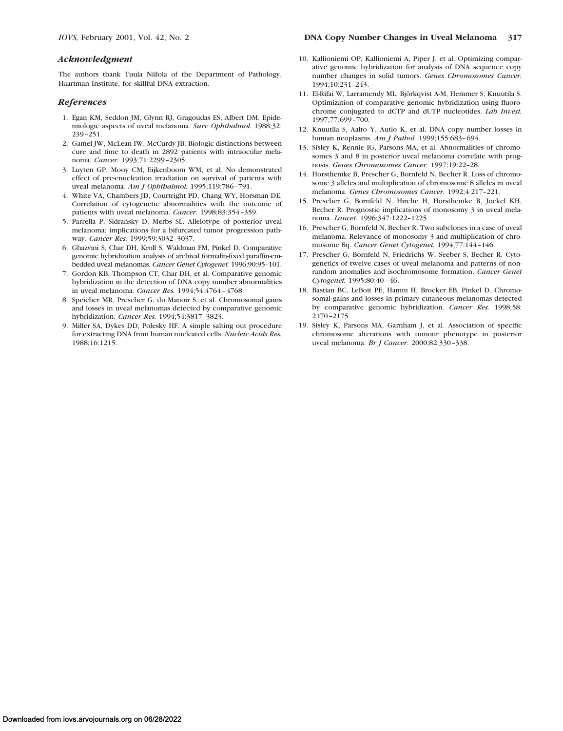### *Acknowledgment*

The authors thank Tuula Niilola of the Department of Pathology, Haartman Institute, for skillful DNA extraction.

### *References*

1. Egan KM, Seddon JM, Glynn RJ, Gragoudas ES, Albert DM. Epidemiologic aspects of uveal melanoma. *Surv Ophthalmol.* 1988;32: 239–251.
2. Gamel JW, McLean IW, McCurdy JB. Biologic distinctions between cure and time to death in 2892 patients with intraocular melanoma. *Cancer.* 1993;71:2299–2305.
3. Luyten GP, Mooy CM, Eijkenboom WM, et al. No demonstrated effect of pre-enucleation irradiation on survival of patients with uveal melanoma. *Am J Ophthalmol.* 1995;119:786–791.
4. White VA, Chambers JD, Courtright PD, Chang WY, Horsman DE. Correlation of cytogenetic abnormalities with the outcome of patients with uveal melanoma. *Cancer.* 1998;83:354–359.
5. Parrella P, Sidransky D, Merbs SL. Allelotype of posterior uveal melanoma: implications for a bifurcated tumor progression pathway. *Cancer Res.* 1999;59:3032–3037.
6. Ghazvini S, Char DH, Kroll S, Waldman FM, Pinkel D. Comparative genomic hybridization analysis of archival formalin-fixed paraffin-embedded uveal melanomas. *Cancer Genet Cytogenet.* 1996;90:95–101.
7. Gordon KB, Thompson CT, Char DH, et al. Comparative genomic hybridization in the detection of DNA copy number abnormalities in uveal melanoma. *Cancer Res.* 1994;54:4764–4768.
8. Speicher MR, Prescher G, du Manoir S, et al. Chromosomal gains and losses in uveal melanomas detected by comparative genomic hybridization. *Cancer Res.* 1994;54:3817–3823.
9. Miller SA, Dykes DD, Polesky HF. A simple salting out procedure for extracting DNA from human nucleated cells. *Nucleic Acids Res.* 1988;16:1215.
10. Kallioniemi OP, Kallioniemi A, Piper J, et al. Optimizing comparative genomic hybridization for analysis of DNA sequence copy number changes in solid tumors. *Genes Chromosomes Cancer.* 1994;10:231–243.
11. El-Rifai W, Larramendy ML, Björkqvist A-M, Hemmer S, Knuutila S. Optimization of comparative genomic hybridization using fluorochrome conjugated to dCTP and dUTP nucleotides. *Lab Invest.* 1997;77:699–700.
12. Knuutila S, Aalto Y, Autio K, et al. DNA copy number losses in human neoplasms. *Am J Pathol.* 1999;155:683–694.
13. Sisley K, Rennie IG, Parsons MA, et al. Abnormalities of chromosomes 3 and 8 in posterior uveal melanoma correlate with prognosis. *Genes Chromosomes Cancer.* 1997;19:22–28.
14. Horsthemke B, Prescher G, Bornfeld N, Becher R. Loss of chromosome 3 alleles and multiplication of chromosome 8 alleles in uveal melanoma. *Genes Chromosomes Cancer.* 1992;4:217–221.
15. Prescher G, Bornfeld N, Hirche H, Horsthemke B, Jockel KH, Becher R. Prognostic implications of monosomy 3 in uveal melanoma. *Lancet.* 1996;347:1222–1225.
16. Prescher G, Bornfeld N, Becher R. Two subclones in a case of uveal melanoma. Relevance of monosomy 3 and multiplication of chromosome 8q. *Cancer Genet Cytogenet.* 1994;77:144–146.
17. Prescher G, Bornfeld N, Friedrichs W, Seeber S, Becher R. Cytogenetics of twelve cases of uveal melanoma and patterns of nonrandom anomalies and isochromosome formation. *Cancer Genet Cytogenet.* 1995;80:40–46.
18. Bastian BC, LeBoit PE, Hamm H, Brocker EB, Pinkel D. Chromosomal gains and losses in primary cutaneous melanomas detected by comparative genomic hybridization. *Cancer Res.* 1998;58: 2170–2175.
19. Sisley K, Parsons MA, Garnham J, et al. Association of specific chromosome alterations with tumour phenotype in posterior uveal melanoma. *Br J Cancer.* 2000;82:330–338.